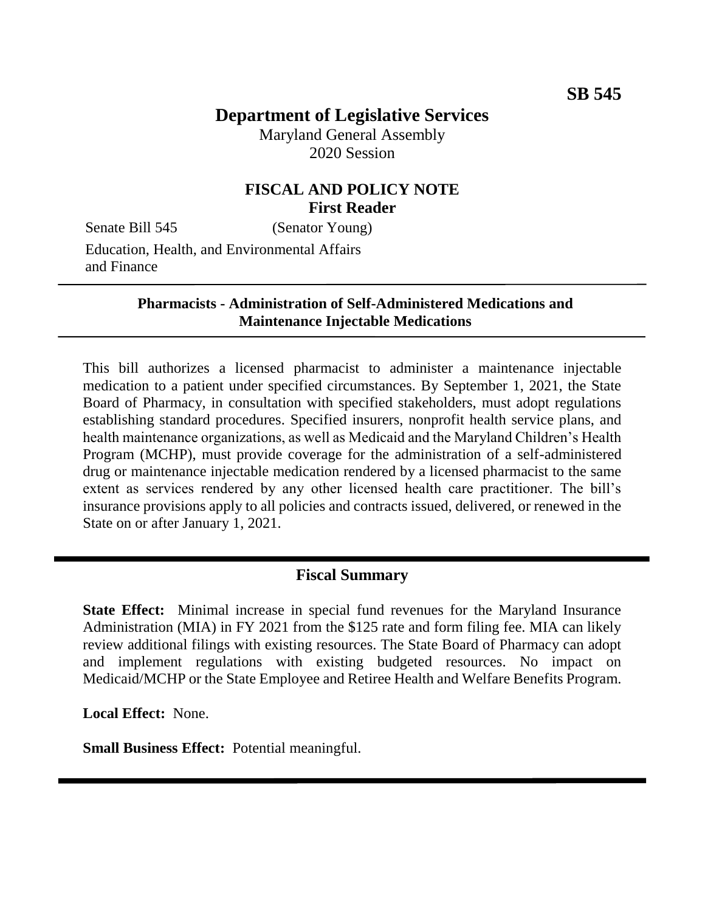**SB 545**

# Department of Legislative Services

Maryland General Assembly
2020 Session

## FISCAL AND POLICY NOTE
**First Reader**

Senate Bill 545 (Senator Young)

Education, Health, and Environmental Affairs and Finance

---

**Pharmacists - Administration of Self-Administered Medications and Maintenance Injectable Medications**

---

This bill authorizes a licensed pharmacist to administer a maintenance injectable medication to a patient under specified circumstances. By September 1, 2021, the State Board of Pharmacy, in consultation with specified stakeholders, must adopt regulations establishing standard procedures. Specified insurers, nonprofit health service plans, and health maintenance organizations, as well as Medicaid and the Maryland Children's Health Program (MCHP), must provide coverage for the administration of a self-administered drug or maintenance injectable medication rendered by a licensed pharmacist to the same extent as services rendered by any other licensed health care practitioner. The bill's insurance provisions apply to all policies and contracts issued, delivered, or renewed in the State on or after January 1, 2021.

---

## Fiscal Summary

**State Effect:** Minimal increase in special fund revenues for the Maryland Insurance Administration (MIA) in FY 2021 from the $125 rate and form filing fee. MIA can likely review additional filings with existing resources. The State Board of Pharmacy can adopt and implement regulations with existing budgeted resources. No impact on Medicaid/MCHP or the State Employee and Retiree Health and Welfare Benefits Program.

**Local Effect:** None.

**Small Business Effect:** Potential meaningful.

---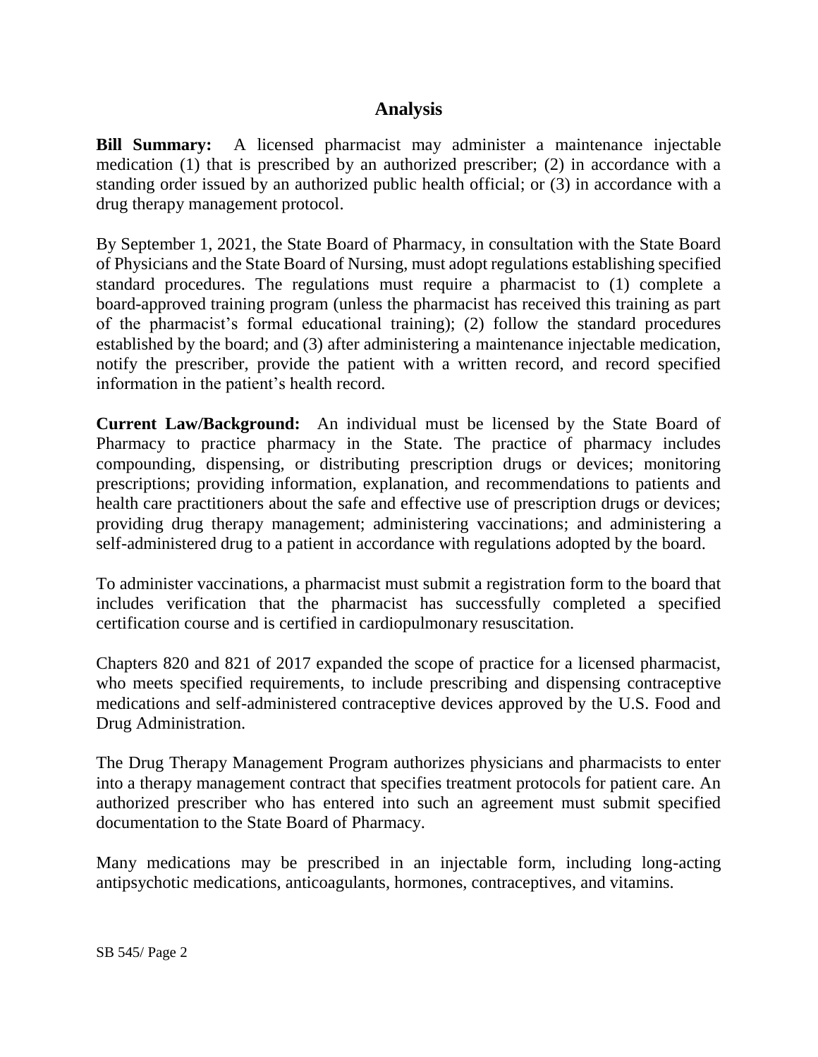## Analysis

**Bill Summary:** A licensed pharmacist may administer a maintenance injectable medication (1) that is prescribed by an authorized prescriber; (2) in accordance with a standing order issued by an authorized public health official; or (3) in accordance with a drug therapy management protocol.

By September 1, 2021, the State Board of Pharmacy, in consultation with the State Board of Physicians and the State Board of Nursing, must adopt regulations establishing specified standard procedures. The regulations must require a pharmacist to (1) complete a board-approved training program (unless the pharmacist has received this training as part of the pharmacist's formal educational training); (2) follow the standard procedures established by the board; and (3) after administering a maintenance injectable medication, notify the prescriber, provide the patient with a written record, and record specified information in the patient's health record.

**Current Law/Background:** An individual must be licensed by the State Board of Pharmacy to practice pharmacy in the State. The practice of pharmacy includes compounding, dispensing, or distributing prescription drugs or devices; monitoring prescriptions; providing information, explanation, and recommendations to patients and health care practitioners about the safe and effective use of prescription drugs or devices; providing drug therapy management; administering vaccinations; and administering a self-administered drug to a patient in accordance with regulations adopted by the board.

To administer vaccinations, a pharmacist must submit a registration form to the board that includes verification that the pharmacist has successfully completed a specified certification course and is certified in cardiopulmonary resuscitation.

Chapters 820 and 821 of 2017 expanded the scope of practice for a licensed pharmacist, who meets specified requirements, to include prescribing and dispensing contraceptive medications and self-administered contraceptive devices approved by the U.S. Food and Drug Administration.

The Drug Therapy Management Program authorizes physicians and pharmacists to enter into a therapy management contract that specifies treatment protocols for patient care. An authorized prescriber who has entered into such an agreement must submit specified documentation to the State Board of Pharmacy.

Many medications may be prescribed in an injectable form, including long-acting antipsychotic medications, anticoagulants, hormones, contraceptives, and vitamins.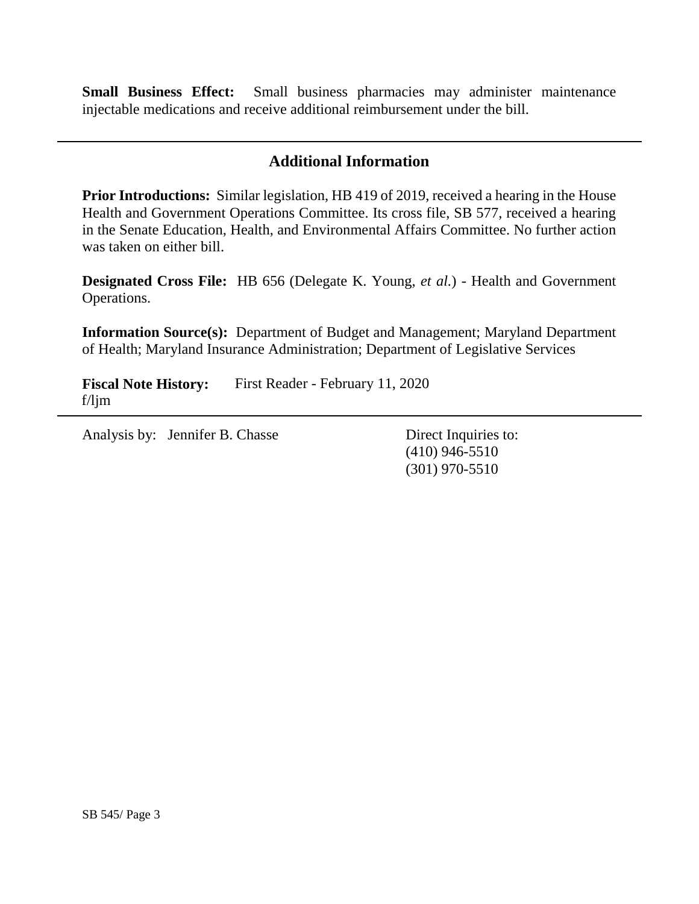**Small Business Effect:** Small business pharmacies may administer maintenance injectable medications and receive additional reimbursement under the bill.

---

## Additional Information

**Prior Introductions:** Similar legislation, HB 419 of 2019, received a hearing in the House Health and Government Operations Committee. Its cross file, SB 577, received a hearing in the Senate Education, Health, and Environmental Affairs Committee. No further action was taken on either bill.

**Designated Cross File:** HB 656 (Delegate K. Young, *et al.*) - Health and Government Operations.

**Information Source(s):** Department of Budget and Management; Maryland Department of Health; Maryland Insurance Administration; Department of Legislative Services

**Fiscal Note History:** First Reader - February 11, 2020
f/ljm

---

Analysis by: Jennifer B. Chasse

Direct Inquiries to:
(410) 946-5510
(301) 970-5510